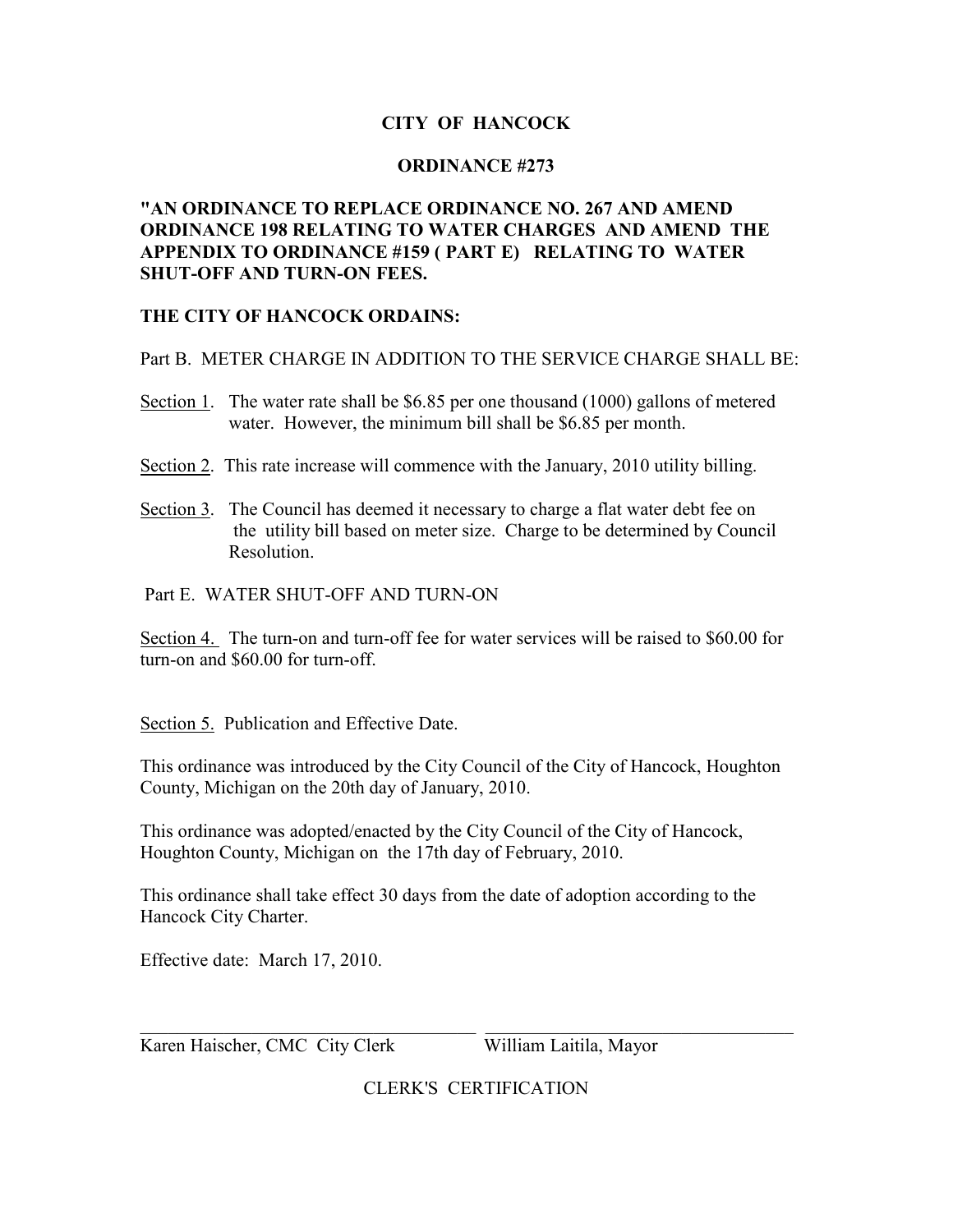# CITY OF HANCOCK

## ORDINANCE #273

**"AN ORDINANCE TO REPLACE ORDINANCE NO. 267 AND AMEND ORDINANCE 198 RELATING TO WATER CHARGES AND AMEND THE APPENDIX TO ORDINANCE #159 ( PART E) RELATING TO WATER SHUT-OFF AND TURN-ON FEES.**

**THE CITY OF HANCOCK ORDAINS:**

Part B. METER CHARGE IN ADDITION TO THE SERVICE CHARGE SHALL BE:

Section 1. The water rate shall be $6.85 per one thousand (1000) gallons of metered water. However, the minimum bill shall be $6.85 per month.

Section 2. This rate increase will commence with the January, 2010 utility billing.

Section 3. The Council has deemed it necessary to charge a flat water debt fee on the utility bill based on meter size. Charge to be determined by Council Resolution.

Part E. WATER SHUT-OFF AND TURN-ON

Section 4. The turn-on and turn-off fee for water services will be raised to $60.00 for turn-on and $60.00 for turn-off.

Section 5. Publication and Effective Date.

This ordinance was introduced by the City Council of the City of Hancock, Houghton County, Michigan on the 20th day of January, 2010.

This ordinance was adopted/enacted by the City Council of the City of Hancock, Houghton County, Michigan on the 17th day of February, 2010.

This ordinance shall take effect 30 days from the date of adoption according to the Hancock City Charter.

Effective date: March 17, 2010.

\_\_\_\_\_\_\_\_\_\_\_\_\_\_\_\_\_\_\_\_\_\_\_\_\_\_\_\_\_\_\_\_\_\_\_\_ \_\_\_\_\_\_\_\_\_\_\_\_\_\_\_\_\_\_\_\_\_\_\_\_\_\_\_\_\_\_\_\_\_\_\_\_

Karen Haischer, CMC City Clerk William Laitila, Mayor

CLERK'S CERTIFICATION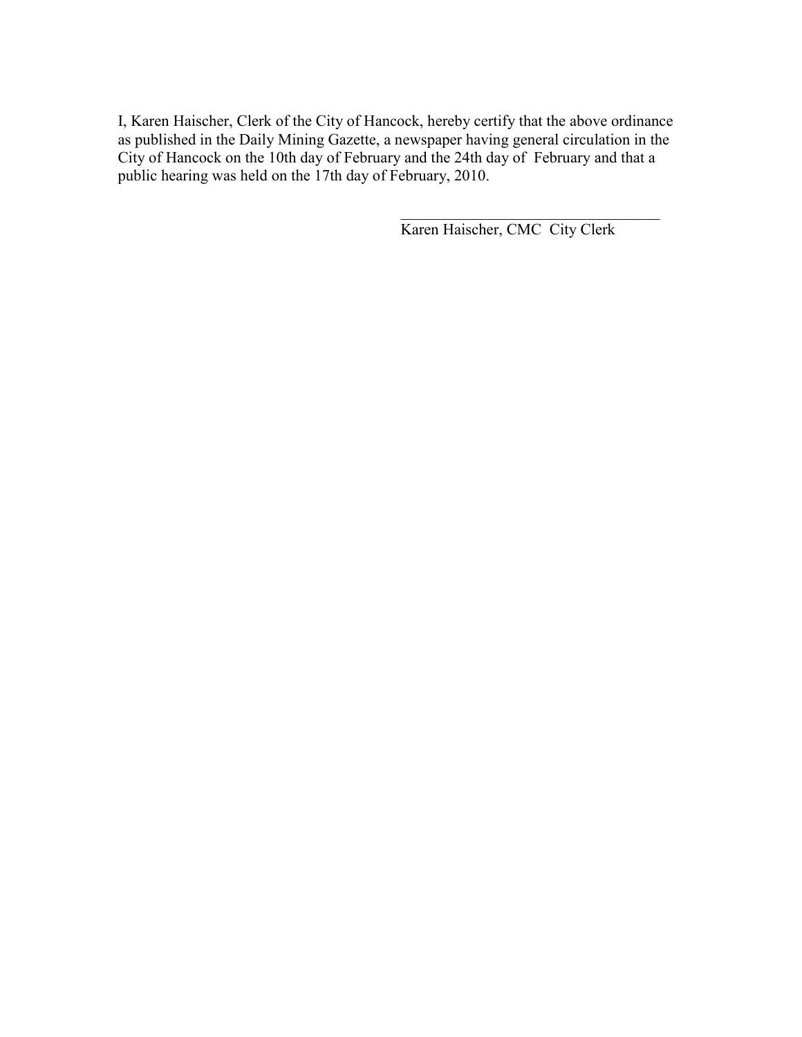I, Karen Haischer, Clerk of the City of Hancock, hereby certify that the above ordinance as published in the Daily Mining Gazette, a newspaper having general circulation in the City of Hancock on the 10th day of February and the 24th day of February and that a public hearing was held on the 17th day of February, 2010.

\_\_\_\_\_\_\_\_\_\_\_\_\_\_\_\_\_\_\_\_\_\_\_\_\_\_\_\_\_\_\_\_\_\_

Karen Haischer, CMC City Clerk